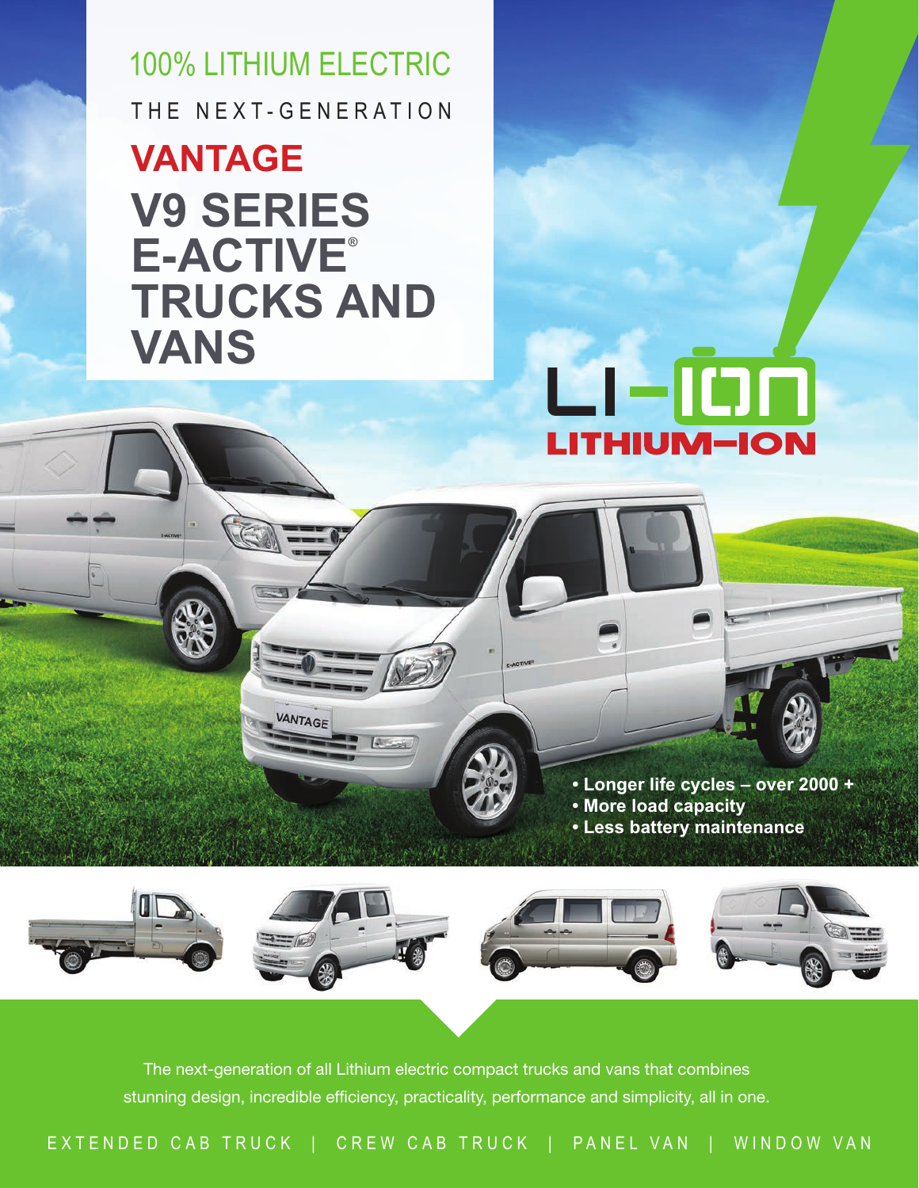100% LITHIUM ELECTRIC

THE NEXT-GENERATION

# VANTAGE V9 SERIES E-ACTIVE® TRUCKS AND VANS

LI-ION

LITHIUM-ION

- Longer life cycles – over 2000 +
- More load capacity
- Less battery maintenance

The next-generation of all Lithium electric compact trucks and vans that combines stunning design, incredible efficiency, practicality, performance and simplicity, all in one.

EXTENDED CAB TRUCK | CREW CAB TRUCK | PANEL VAN | WINDOW VAN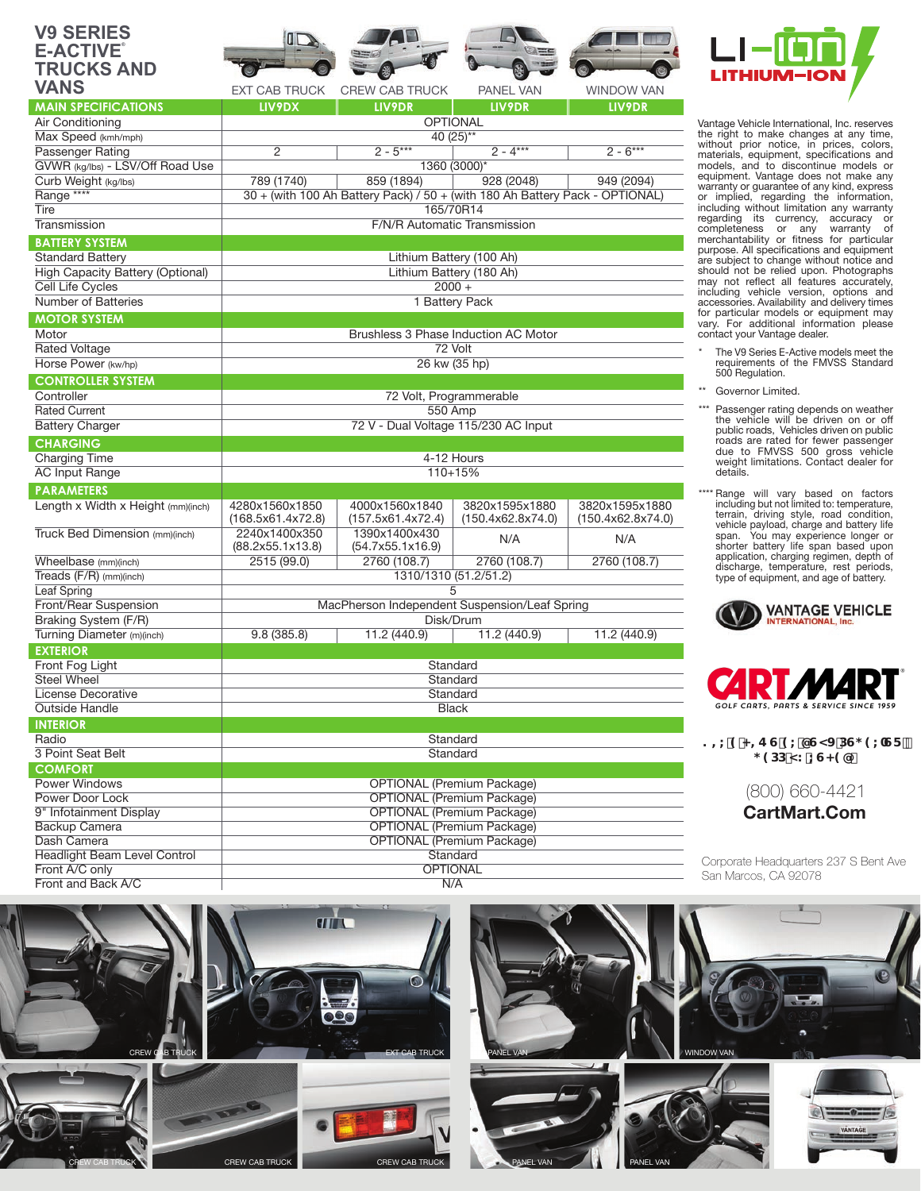# V9 SERIES E-ACTIVE® TRUCKS AND VANS

| MAIN SPECIFICATIONS | EXT CAB TRUCK LIV9DX | CREW CAB TRUCK LIV9DR | PANEL VAN LIV9DR | WINDOW VAN LIV9DR |
|---|---|---|---|---|
| Air Conditioning | OPTIONAL | | | |
| Max Speed (kmh/mph) | 40 (25)** | | | |
| Passenger Rating | 2 | 2 - 5*** | 2 - 4*** | 2 - 6*** |
| GVWR (kg/lbs) - LSV/Off Road Use | 1360 (3000)* | | | |
| Curb Weight (kg/lbs) | 789 (1740) | 859 (1894) | 928 (2048) | 949 (2094) |
| Range **** | 30 + (with 100 Ah Battery Pack) / 50 + (with 180 Ah Battery Pack - OPTIONAL) | | | |
| Tire | 165/70R14 | | | |
| Transmission | F/N/R Automatic Transmission | | | |
| **BATTERY SYSTEM** | | | | |
| Standard Battery | Lithium Battery (100 Ah) | | | |
| High Capacity Battery (Optional) | Lithium Battery (180 Ah) | | | |
| Cell Life Cycles | 2000 + | | | |
| Number of Batteries | 1 Battery Pack | | | |
| **MOTOR SYSTEM** | | | | |
| Motor | Brushless 3 Phase Induction AC Motor | | | |
| Rated Voltage | 72 Volt | | | |
| Horse Power (kw/hp) | 26 kw (35 hp) | | | |
| **CONTROLLER SYSTEM** | | | | |
| Controller | 72 Volt, Programmerable | | | |
| Rated Current | 550 Amp | | | |
| Battery Charger | 72 V - Dual Voltage 115/230 AC Input | | | |
| **CHARGING** | | | | |
| Charging Time | 4-12 Hours | | | |
| AC Input Range | 110+15% | | | |
| **PARAMETERS** | | | | |
| Length x Width x Height (mm)(inch) | 4280x1560x1850 (168.5x61.4x72.8) | 4000x1560x1840 (157.5x61.4x72.4) | 3820x1595x1880 (150.4x62.8x74.0) | 3820x1595x1880 (150.4x62.8x74.0) |
| Truck Bed Dimension (mm)(inch) | 2240x1400x350 (88.2x55.1x13.8) | 1390x1400x430 (54.7x55.1x16.9) | N/A | N/A |
| Wheelbase (mm)(inch) | 2515 (99.0) | 2760 (108.7) | 2760 (108.7) | 2760 (108.7) |
| Treads (F/R) (mm)(inch) | 1310/1310 (51.2/51.2) | | | |
| Leaf Spring | 5 | | | |
| Front/Rear Suspension | MacPherson Independent Suspension/Leaf Spring | | | |
| Braking System (F/R) | Disk/Drum | | | |
| Turning Diameter (m)(inch) | 9.8 (385.8) | 11.2 (440.9) | 11.2 (440.9) | 11.2 (440.9) |
| **EXTERIOR** | | | | |
| Front Fog Light | Standard | | | |
| Steel Wheel | Standard | | | |
| License Decorative | Standard | | | |
| Outside Handle | Black | | | |
| **INTERIOR** | | | | |
| Radio | Standard | | | |
| 3 Point Seat Belt | Standard | | | |
| **COMFORT** | | | | |
| Power Windows | OPTIONAL (Premium Package) | | | |
| Power Door Lock | OPTIONAL (Premium Package) | | | |
| 9" Infotainment Display | OPTIONAL (Premium Package) | | | |
| Backup Camera | OPTIONAL (Premium Package) | | | |
| Dash Camera | OPTIONAL (Premium Package) | | | |
| Headlight Beam Level Control | Standard | | | |
| Front A/C only | OPTIONAL | | | |
| Front and Back A/C | N/A | | | |

LI-ION LITHIUM-ION

Vantage Vehicle International, Inc. reserves the right to make changes at any time, without prior notice, in prices, colors, materials, equipment, specifications and models, and to discontinue models or equipment. Vantage does not make any warranty or guarantee of any kind, express or implied, regarding the information, including without limitation any warranty regarding its currency, accuracy or completeness or any warranty of merchantability or fitness for particular purpose. All specifications and equipment are subject to change without notice and should not be relied upon. Photographs may not reflect all features accurately, including vehicle version, options and accessories. Availability and delivery times for particular models or equipment may vary. For additional information please contact your Vantage dealer.

\* The V9 Series E-Active models meet the requirements of the FMVSS Standard 500 Regulation.

\*\* Governor Limited.

\*\*\* Passenger rating depends on weather the vehicle will be driven on or off public roads, Vehicles driven on public roads are rated for fewer passenger due to FMVSS 500 gross vehicle weight limitations. Contact dealer for details.

\*\*\*\* Range will vary based on factors including but not limited to: temperature, terrain, driving style, road condition, vehicle payload, charge and battery life span. You may experience longer or shorter battery life span based upon application, charging regimen, depth of discharge, temperature, rest periods, type of equipment, and age of battery.

VANTAGE VEHICLE INTERNATIONAL, Inc.

CARTMART® GOLF CARTS, PARTS & SERVICE SINCE 1959

(800) 660-4421

CartMart.Com

Corporate Headquarters 237 S Bent Ave
San Marcos, CA 92078

CREW CAB TRUCK

EXT CAB TRUCK

PANEL VAN

WINDOW VAN

CREW CAB TRUCK

CREW CAB TRUCK

CREW CAB TRUCK

PANEL VAN

PANEL VAN